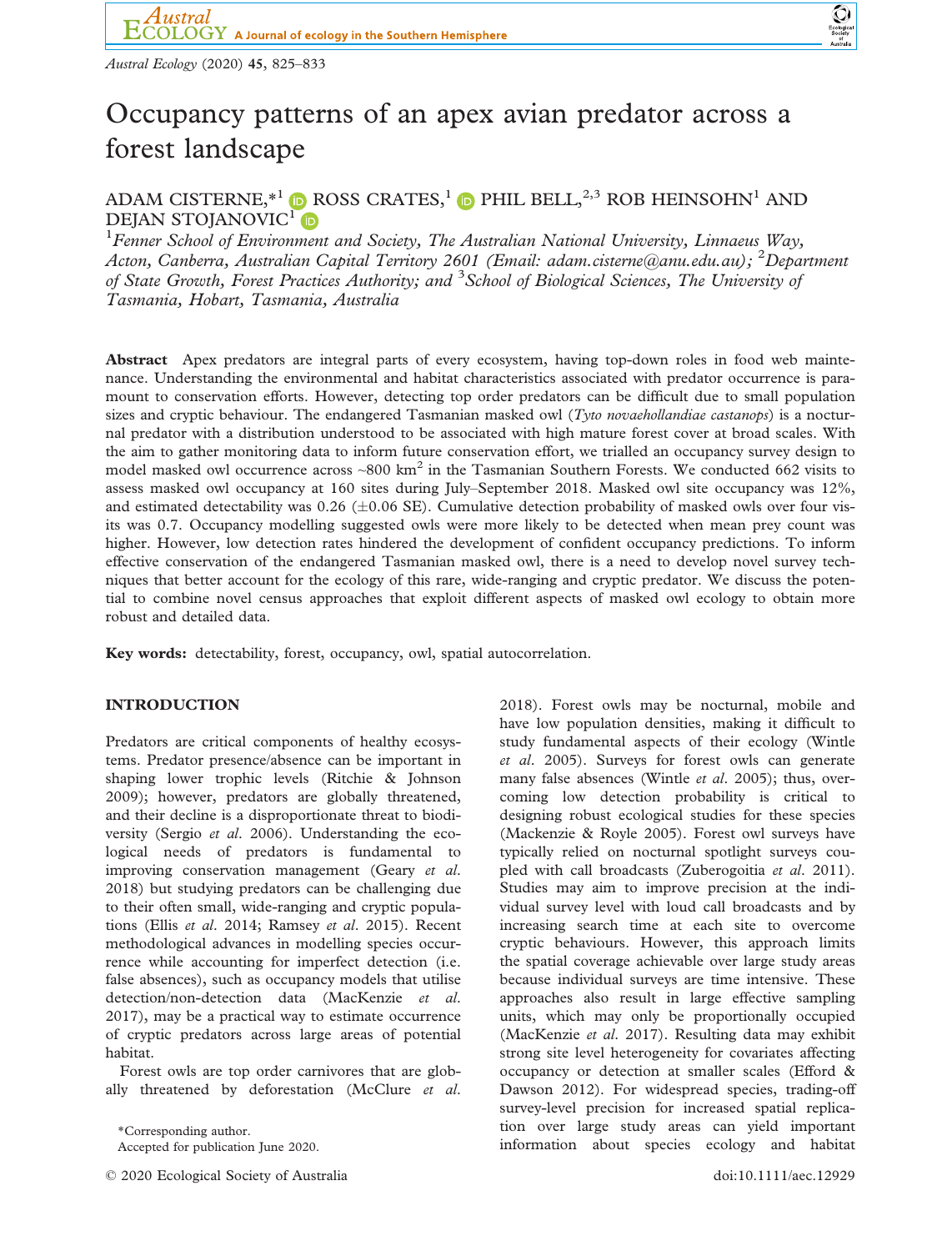# Occupancy patterns of an apex avian predator across a forest landscape

ADAM CISTERNE,*[1] ROSS CRATES,[1] PHIL BELL,[2,3] ROB HEINSOHN[1] AND DEJAN STOJANOVIC[1]

[1]*Fenner School of Environment and Society, The Australian National University, Linnaeus Way, Acton, Canberra, Australian Capital Territory 2601 (Email: adam.cisterne@anu.edu.au);* [2]*Department of State Growth, Forest Practices Authority; and* [3]*School of Biological Sciences, The University of Tasmania, Hobart, Tasmania, Australia*

**Abstract** Apex predators are integral parts of every ecosystem, having top-down roles in food web maintenance. Understanding the environmental and habitat characteristics associated with predator occurrence is paramount to conservation efforts. However, detecting top order predators can be difficult due to small population sizes and cryptic behaviour. The endangered Tasmanian masked owl (*Tyto novaehollandiae castanops*) is a nocturnal predator with a distribution understood to be associated with high mature forest cover at broad scales. With the aim to gather monitoring data to inform future conservation effort, we trialled an occupancy survey design to model masked owl occurrence across ~800 km$^2$ in the Tasmanian Southern Forests. We conducted 662 visits to assess masked owl occupancy at 160 sites during July–September 2018. Masked owl site occupancy was 12%, and estimated detectability was 0.26 (±0.06 SE). Cumulative detection probability of masked owls over four visits was 0.7. Occupancy modelling suggested owls were more likely to be detected when mean prey count was higher. However, low detection rates hindered the development of confident occupancy predictions. To inform effective conservation of the endangered Tasmanian masked owl, there is a need to develop novel survey techniques that better account for the ecology of this rare, wide-ranging and cryptic predator. We discuss the potential to combine novel census approaches that exploit different aspects of masked owl ecology to obtain more robust and detailed data.

**Key words:** detectability, forest, occupancy, owl, spatial autocorrelation.

## INTRODUCTION

Predators are critical components of healthy ecosystems. Predator presence/absence can be important in shaping lower trophic levels (Ritchie & Johnson 2009); however, predators are globally threatened, and their decline is a disproportionate threat to biodiversity (Sergio *et al.* 2006). Understanding the ecological needs of predators is fundamental to improving conservation management (Geary *et al.* 2018) but studying predators can be challenging due to their often small, wide-ranging and cryptic populations (Ellis *et al.* 2014; Ramsey *et al.* 2015). Recent methodological advances in modelling species occurrence while accounting for imperfect detection (i.e. false absences), such as occupancy models that utilise detection/non-detection data (MacKenzie *et al.* 2017), may be a practical way to estimate occurrence of cryptic predators across large areas of potential habitat.

Forest owls are top order carnivores that are globally threatened by deforestation (McClure *et al.* 2018). Forest owls may be nocturnal, mobile and have low population densities, making it difficult to study fundamental aspects of their ecology (Wintle *et al.* 2005). Surveys for forest owls can generate many false absences (Wintle *et al.* 2005); thus, overcoming low detection probability is critical to designing robust ecological studies for these species (Mackenzie & Royle 2005). Forest owl surveys have typically relied on nocturnal spotlight surveys coupled with call broadcasts (Zuberogoitia *et al.* 2011). Studies may aim to improve precision at the individual survey level with loud call broadcasts and by increasing search time at each site to overcome cryptic behaviours. However, this approach limits the spatial coverage achievable over large study areas because individual surveys are time intensive. These approaches also result in large effective sampling units, which may only be proportionally occupied (MacKenzie *et al.* 2017). Resulting data may exhibit strong site level heterogeneity for covariates affecting occupancy or detection at smaller scales (Efford & Dawson 2012). For widespread species, trading-off survey-level precision for increased spatial replication over large study areas can yield important information about species ecology and habitat

*Corresponding author.
Accepted for publication June 2020.

© 2020 Ecological Society of Australia

doi:10.1111/aec.12929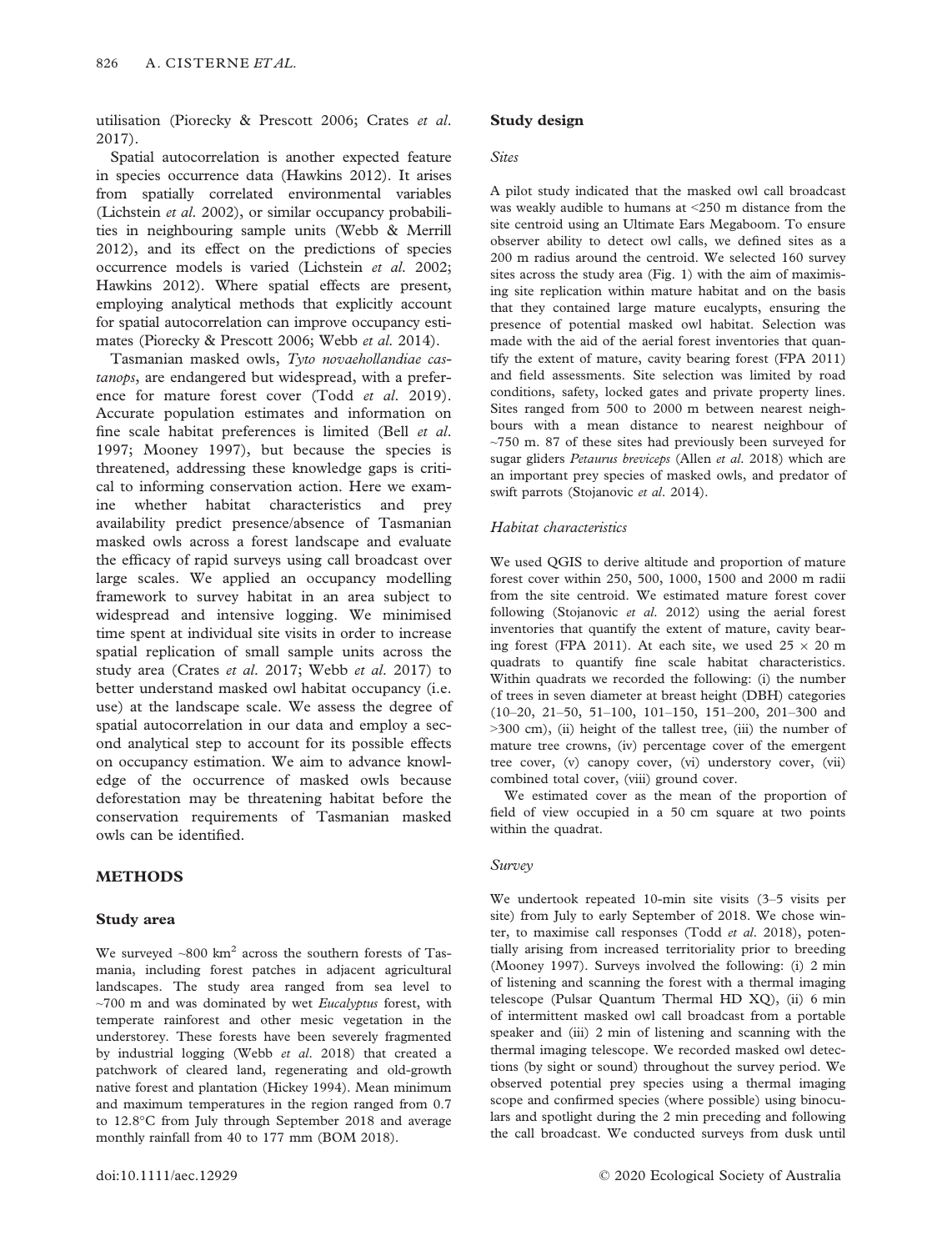utilisation (Piorecky & Prescott 2006; Crates *et al.* 2017).

Spatial autocorrelation is another expected feature in species occurrence data (Hawkins 2012). It arises from spatially correlated environmental variables (Lichstein *et al.* 2002), or similar occupancy probabilities in neighbouring sample units (Webb & Merrill 2012), and its effect on the predictions of species occurrence models is varied (Lichstein *et al.* 2002; Hawkins 2012). Where spatial effects are present, employing analytical methods that explicitly account for spatial autocorrelation can improve occupancy estimates (Piorecky & Prescott 2006; Webb *et al.* 2014).

Tasmanian masked owls, *Tyto novaehollandiae castanops*, are endangered but widespread, with a preference for mature forest cover (Todd *et al.* 2019). Accurate population estimates and information on fine scale habitat preferences is limited (Bell *et al.* 1997; Mooney 1997), but because the species is threatened, addressing these knowledge gaps is critical to informing conservation action. Here we examine whether habitat characteristics and prey availability predict presence/absence of Tasmanian masked owls across a forest landscape and evaluate the efficacy of rapid surveys using call broadcast over large scales. We applied an occupancy modelling framework to survey habitat in an area subject to widespread and intensive logging. We minimised time spent at individual site visits in order to increase spatial replication of small sample units across the study area (Crates *et al.* 2017; Webb *et al.* 2017) to better understand masked owl habitat occupancy (i.e. use) at the landscape scale. We assess the degree of spatial autocorrelation in our data and employ a second analytical step to account for its possible effects on occupancy estimation. We aim to advance knowledge of the occurrence of masked owls because deforestation may be threatening habitat before the conservation requirements of Tasmanian masked owls can be identified.

## METHODS

### Study area

We surveyed ~800 km$^2$ across the southern forests of Tasmania, including forest patches in adjacent agricultural landscapes. The study area ranged from sea level to ~700 m and was dominated by wet *Eucalyptus* forest, with temperate rainforest and other mesic vegetation in the understorey. These forests have been severely fragmented by industrial logging (Webb *et al.* 2018) that created a patchwork of cleared land, regenerating and old-growth native forest and plantation (Hickey 1994). Mean minimum and maximum temperatures in the region ranged from 0.7 to 12.8°C from July through September 2018 and average monthly rainfall from 40 to 177 mm (BOM 2018).

### Study design

#### Sites

A pilot study indicated that the masked owl call broadcast was weakly audible to humans at <250 m distance from the site centroid using an Ultimate Ears Megaboom. To ensure observer ability to detect owl calls, we defined sites as a 200 m radius around the centroid. We selected 160 survey sites across the study area (Fig. 1) with the aim of maximising site replication within mature habitat and on the basis that they contained large mature eucalypts, ensuring the presence of potential masked owl habitat. Selection was made with the aid of the aerial forest inventories that quantify the extent of mature, cavity bearing forest (FPA 2011) and field assessments. Site selection was limited by road conditions, safety, locked gates and private property lines. Sites ranged from 500 to 2000 m between nearest neighbours with a mean distance to nearest neighbour of ~750 m. 87 of these sites had previously been surveyed for sugar gliders *Petaurus breviceps* (Allen *et al.* 2018) which are an important prey species of masked owls, and predator of swift parrots (Stojanovic *et al.* 2014).

#### Habitat characteristics

We used QGIS to derive altitude and proportion of mature forest cover within 250, 500, 1000, 1500 and 2000 m radii from the site centroid. We estimated mature forest cover following (Stojanovic *et al.* 2012) using the aerial forest inventories that quantify the extent of mature, cavity bearing forest (FPA 2011). At each site, we used 25 × 20 m quadrats to quantify fine scale habitat characteristics. Within quadrats we recorded the following: (i) the number of trees in seven diameter at breast height (DBH) categories (10–20, 21–50, 51–100, 101–150, 151–200, 201–300 and >300 cm), (ii) height of the tallest tree, (iii) the number of mature tree crowns, (iv) percentage cover of the emergent tree cover, (v) canopy cover, (vi) understory cover, (vii) combined total cover, (viii) ground cover.

We estimated cover as the mean of the proportion of field of view occupied in a 50 cm square at two points within the quadrat.

#### Survey

We undertook repeated 10-min site visits (3–5 visits per site) from July to early September of 2018. We chose winter, to maximise call responses (Todd *et al.* 2018), potentially arising from increased territoriality prior to breeding (Mooney 1997). Surveys involved the following: (i) 2 min of listening and scanning the forest with a thermal imaging telescope (Pulsar Quantum Thermal HD XQ), (ii) 6 min of intermittent masked owl call broadcast from a portable speaker and (iii) 2 min of listening and scanning with the thermal imaging telescope. We recorded masked owl detections (by sight or sound) throughout the survey period. We observed potential prey species using a thermal imaging scope and confirmed species (where possible) using binoculars and spotlight during the 2 min preceding and following the call broadcast. We conducted surveys from dusk until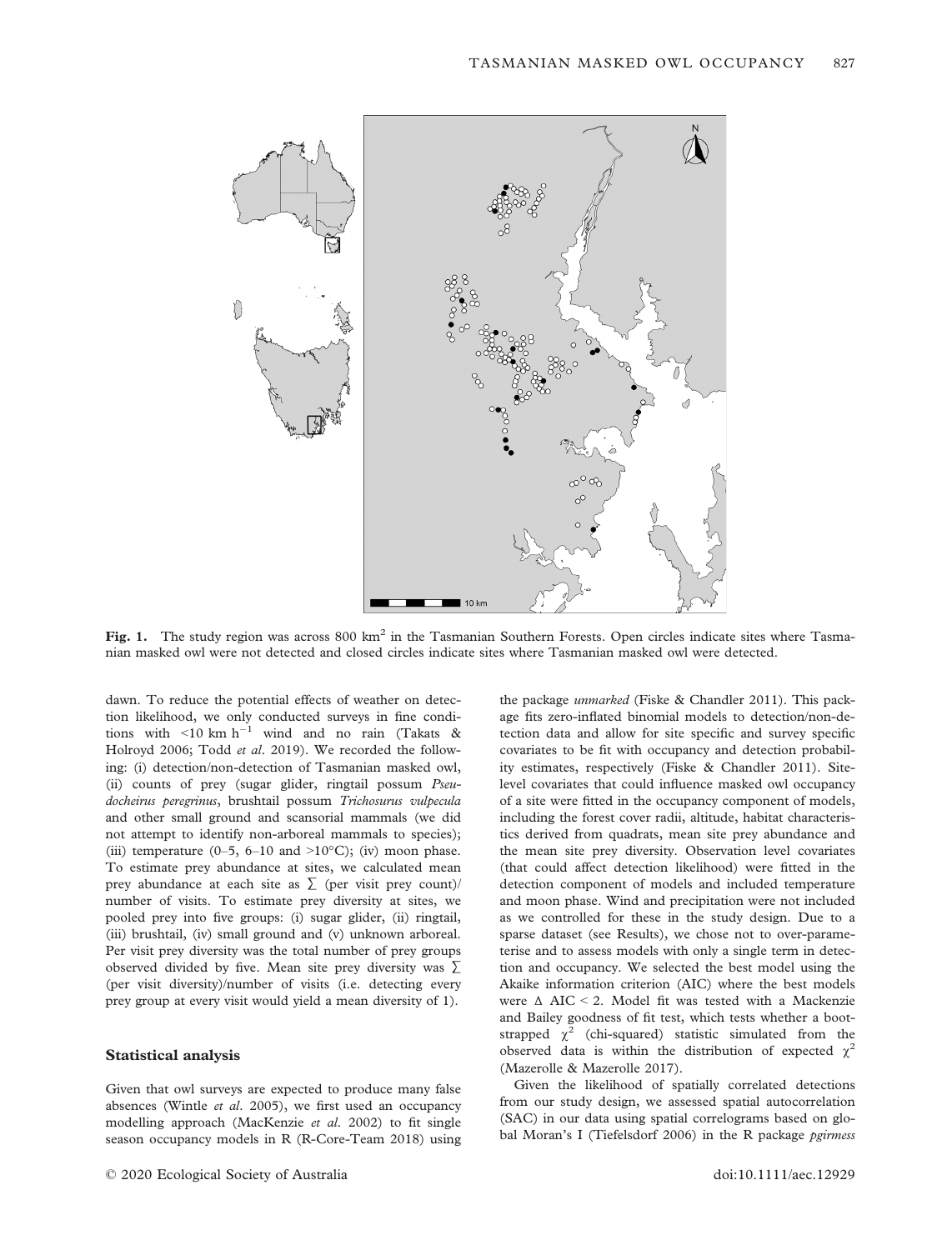Fig. 1. The study region was across 800 km$^2$ in the Tasmanian Southern Forests. Open circles indicate sites where Tasmanian masked owl were not detected and closed circles indicate sites where Tasmanian masked owl were detected.

dawn. To reduce the potential effects of weather on detection likelihood, we only conducted surveys in fine conditions with <10 km h$^{-1}$ wind and no rain (Takats & Holroyd 2006; Todd *et al*. 2019). We recorded the following: (i) detection/non-detection of Tasmanian masked owl, (ii) counts of prey (sugar glider, ringtail possum *Pseudocheirus peregrinus*, brushtail possum *Trichosurus vulpecula* and other small ground and scansorial mammals (we did not attempt to identify non-arboreal mammals to species); (iii) temperature (0–5, 6–10 and >10°C); (iv) moon phase. To estimate prey abundance at sites, we calculated mean prey abundance at each site as $\sum$ (per visit prey count)/number of visits. To estimate prey diversity at sites, we pooled prey into five groups: (i) sugar glider, (ii) ringtail, (iii) brushtail, (iv) small ground and (v) unknown arboreal. Per visit prey diversity was the total number of prey groups observed divided by five. Mean site prey diversity was $\sum$ (per visit diversity)/number of visits (i.e. detecting every prey group at every visit would yield a mean diversity of 1).

### Statistical analysis

Given that owl surveys are expected to produce many false absences (Wintle *et al*. 2005), we first used an occupancy modelling approach (MacKenzie *et al*. 2002) to fit single season occupancy models in R (R-Core-Team 2018) using the package *unmarked* (Fiske & Chandler 2011). This package fits zero-inflated binomial models to detection/non-detection data and allow for site specific and survey specific covariates to be fit with occupancy and detection probability estimates, respectively (Fiske & Chandler 2011). Site-level covariates that could influence masked owl occupancy of a site were fitted in the occupancy component of models, including the forest cover radii, altitude, habitat characteristics derived from quadrats, mean site prey abundance and the mean site prey diversity. Observation level covariates (that could affect detection likelihood) were fitted in the detection component of models and included temperature and moon phase. Wind and precipitation were not included as we controlled for these in the study design. Due to a sparse dataset (see Results), we chose not to over-parameterise and to assess models with only a single term in detection and occupancy. We selected the best model using the Akaike information criterion (AIC) where the best models were $\Delta$ AIC < 2. Model fit was tested with a Mackenzie and Bailey goodness of fit test, which tests whether a bootstrapped $\chi^2$ (chi-squared) statistic simulated from the observed data is within the distribution of expected $\chi^2$ (Mazerolle & Mazerolle 2017).

Given the likelihood of spatially correlated detections from our study design, we assessed spatial autocorrelation (SAC) in our data using spatial correlograms based on global Moran's I (Tiefelsdorf 2006) in the R package *pgirmess*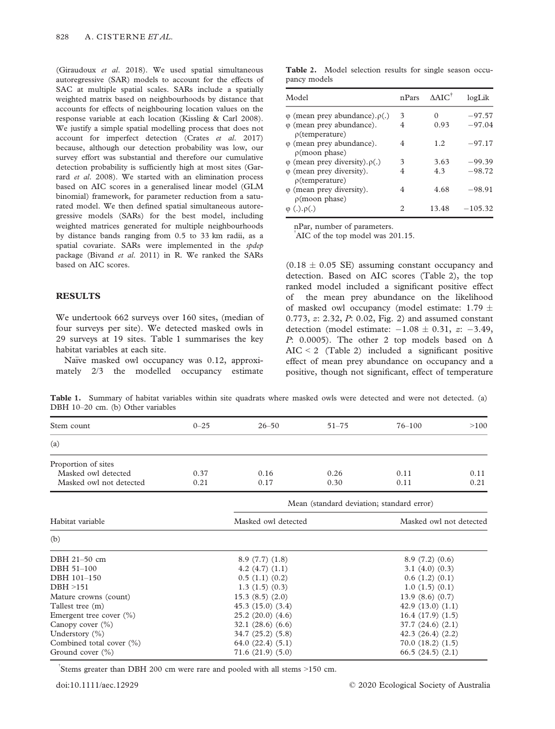(Giraudoux *et al.* 2018). We used spatial simultaneous autoregressive (SAR) models to account for the effects of SAC at multiple spatial scales. SARs include a spatially weighted matrix based on neighbourhoods by distance that accounts for effects of neighbouring location values on the response variable at each location (Kissling & Carl 2008). We justify a simple spatial modelling process that does not account for imperfect detection (Crates *et al.* 2017) because, although our detection probability was low, our survey effort was substantial and therefore our cumulative detection probability is sufficiently high at most sites (Garrard *et al.* 2008). We started with an elimination process based on AIC scores in a generalised linear model (GLM binomial) framework, for parameter reduction from a saturated model. We then defined spatial simultaneous autoregressive models (SARs) for the best model, including weighted matrices generated for multiple neighbourhoods by distance bands ranging from 0.5 to 33 km radii, as a spatial covariate. SARs were implemented in the *spdep* package (Bivand *et al.* 2011) in R. We ranked the SARs based on AIC scores.

## RESULTS

We undertook 662 surveys over 160 sites, (median of four surveys per site). We detected masked owls in 29 surveys at 19 sites. Table 1 summarises the key habitat variables at each site.

Naïve masked owl occupancy was 0.12, approximately 2/3 the modelled occupancy estimate ($0.18 \pm 0.05$ SE) assuming constant occupancy and detection. Based on AIC scores (Table 2), the top ranked model included a significant positive effect of the mean prey abundance on the likelihood of masked owl occupancy (model estimate: $1.79 \pm 0.773$, *z*: 2.32, *P*: 0.02, Fig. 2) and assumed constant detection (model estimate: $-1.08 \pm 0.31$, *z*: $-3.49$, *P*: 0.0005). The other 2 top models based on $\Delta$ AIC < 2 (Table 2) included a significant positive effect of mean prey abundance on occupancy and a positive, though not significant, effect of temperature

**Table 2.** Model selection results for single season occupancy models

| Model | nPars | ΔAIC[†] | logLik |
|---|---|---|---|
| φ (mean prey abundance).ρ(.) | 3 | 0 | −97.57 |
| φ (mean prey abundance). ρ(temperature) | 4 | 0.93 | −97.04 |
| φ (mean prey abundance). ρ(moon phase) | 4 | 1.2 | −97.17 |
| φ (mean prey diversity).ρ(.) | 3 | 3.63 | −99.39 |
| φ (mean prey diversity). ρ(temperature) | 4 | 4.3 | −98.72 |
| φ (mean prey diversity). ρ(moon phase) | 4 | 4.68 | −98.91 |
| φ (.).ρ(.) | 2 | 13.48 | −105.32 |

nPar, number of parameters.

[†]AIC of the top model was 201.15.

**Table 1.** Summary of habitat variables within site quadrats where masked owls were detected and were not detected. (a) DBH 10–20 cm. (b) Other variables

| Stem count | 0–25 | 26–50 | 51–75 | 76–100 | >100 |
|---|---|---|---|---|---|
| (a) | | | | | |
| Proportion of sites | | | | | |
| Masked owl detected | 0.37 | 0.16 | 0.26 | 0.11 | 0.11 |
| Masked owl not detected | 0.21 | 0.17 | 0.30 | 0.11 | 0.21 |

| Habitat variable | Mean (standard deviation; standard error) | |
|---|---|---|
| | Masked owl detected | Masked owl not detected |
| (b) | | |
| DBH 21–50 cm | 8.9 (7.7) (1.8) | 8.9 (7.2) (0.6) |
| DBH 51–100 | 4.2 (4.7) (1.1) | 3.1 (4.0) (0.3) |
| DBH 101–150 | 0.5 (1.1) (0.2) | 0.6 (1.2) (0.1) |
| DBH >151 | 1.3 (1.5) (0.3) | 1.0 (1.5) (0.1) |
| Mature crowns (count) | 15.3 (8.5) (2.0) | 13.9 (8.6) (0.7) |
| Tallest tree (m) | 45.3 (15.0) (3.4) | 42.9 (13.0) (1.1) |
| Emergent tree cover (%) | 25.2 (20.0) (4.6) | 16.4 (17.9) (1.5) |
| Canopy cover (%) | 32.1 (28.6) (6.6) | 37.7 (24.6) (2.1) |
| Understory (%) | 34.7 (25.2) (5.8) | 42.3 (26.4) (2.2) |
| Combined total cover (%) | 64.0 (22.4) (5.1) | 70.0 (18.2) (1.5) |
| Ground cover (%) | 71.6 (21.9) (5.0) | 66.5 (24.5) (2.1) |

[†]Stems greater than DBH 200 cm were rare and pooled with all stems >150 cm.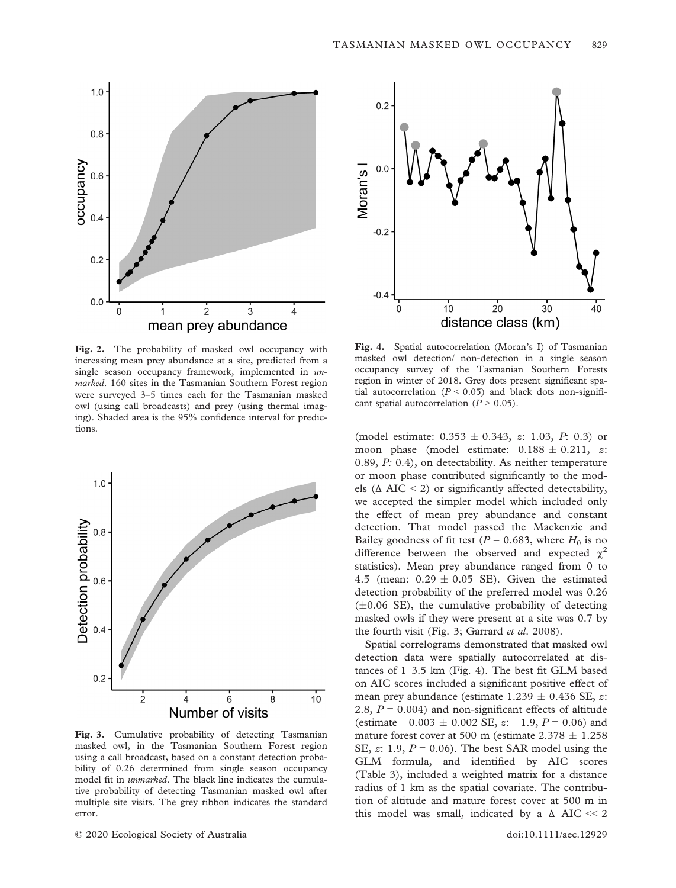Fig. 2. The probability of masked owl occupancy with increasing mean prey abundance at a site, predicted from a single season occupancy framework, implemented in *unmarked*. 160 sites in the Tasmanian Southern Forest region were surveyed 3–5 times each for the Tasmanian masked owl (using call broadcasts) and prey (using thermal imaging). Shaded area is the 95% confidence interval for predictions.

Fig. 3. Cumulative probability of detecting Tasmanian masked owl, in the Tasmanian Southern Forest region using a call broadcast, based on a constant detection probability of 0.26 determined from single season occupancy model fit in *unmarked*. The black line indicates the cumulative probability of detecting Tasmanian masked owl after multiple site visits. The grey ribbon indicates the standard error.

Fig. 4. Spatial autocorrelation (Moran's I) of Tasmanian masked owl detection/ non-detection in a single season occupancy survey of the Tasmanian Southern Forests region in winter of 2018. Grey dots present significant spatial autocorrelation ($P < 0.05$) and black dots non-significant spatial autocorrelation ($P > 0.05$).

(model estimate: $0.353 \pm 0.343$, $z$: 1.03, $P$: 0.3) or moon phase (model estimate: $0.188 \pm 0.211$, $z$: 0.89, $P$: 0.4), on detectability. As neither temperature or moon phase contributed significantly to the models ($\Delta$ AIC < 2) or significantly affected detectability, we accepted the simpler model which included only the effect of mean prey abundance and constant detection. That model passed the Mackenzie and Bailey goodness of fit test ($P = 0.683$, where $H_0$ is no difference between the observed and expected $\chi^2$ statistics). Mean prey abundance ranged from 0 to 4.5 (mean: $0.29 \pm 0.05$ SE). Given the estimated detection probability of the preferred model was 0.26 ($\pm 0.06$ SE), the cumulative probability of detecting masked owls if they were present at a site was 0.7 by the fourth visit (Fig. 3; Garrard *et al*. 2008).

Spatial correlograms demonstrated that masked owl detection data were spatially autocorrelated at distances of 1–3.5 km (Fig. 4). The best fit GLM based on AIC scores included a significant positive effect of mean prey abundance (estimate $1.239 \pm 0.436$ SE, $z$: 2.8, $P = 0.004$) and non-significant effects of altitude (estimate $-0.003 \pm 0.002$ SE, $z$: $-1.9$, $P = 0.06$) and mature forest cover at 500 m (estimate $2.378 \pm 1.258$ SE, $z$: 1.9, $P = 0.06$). The best SAR model using the GLM formula, and identified by AIC scores (Table 3), included a weighted matrix for a distance radius of 1 km as the spatial covariate. The contribution of altitude and mature forest cover at 500 m in this model was small, indicated by a $\Delta$ AIC $\ll 2$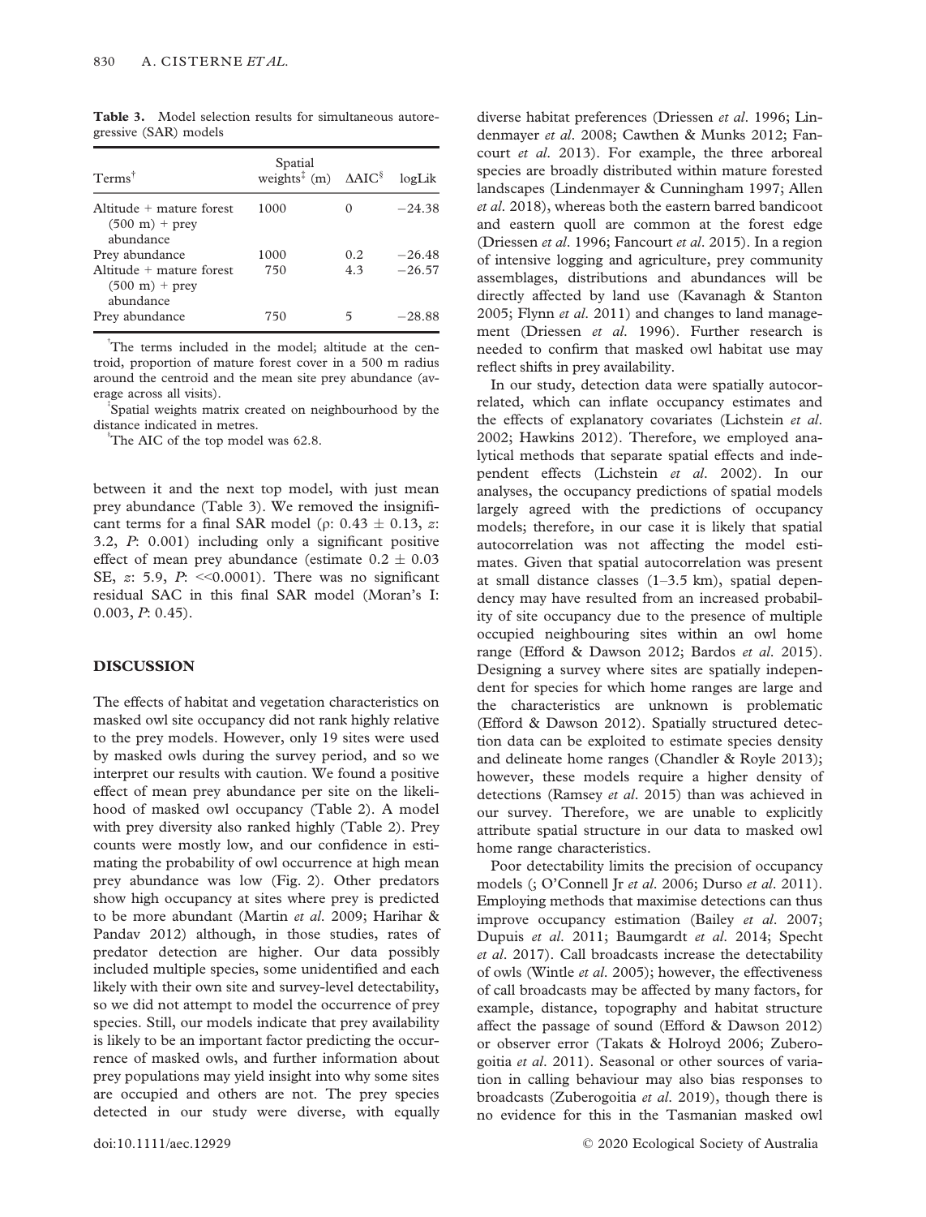**Table 3.** Model selection results for simultaneous autoregressive (SAR) models

| Terms[†] | Spatial weights[‡] (m) | ΔAIC[§] | logLik |
|---|---|---|---|
| Altitude + mature forest (500 m) + prey abundance | 1000 | 0 | −24.38 |
| Prey abundance | 1000 | 0.2 | −26.48 |
| Altitude + mature forest (500 m) + prey abundance | 750 | 4.3 | −26.57 |
| Prey abundance | 750 | 5 | −28.88 |

[†]The terms included in the model; altitude at the centroid, proportion of mature forest cover in a 500 m radius around the centroid and the mean site prey abundance (average across all visits).

[‡]Spatial weights matrix created on neighbourhood by the distance indicated in metres.

[§]The AIC of the top model was 62.8.

between it and the next top model, with just mean prey abundance (Table 3). We removed the insignificant terms for a final SAR model (ρ: 0.43 ± 0.13, *z*: 3.2, *P*: 0.001) including only a significant positive effect of mean prey abundance (estimate 0.2 ± 0.03 SE, *z*: 5.9, *P*: <<0.0001). There was no significant residual SAC in this final SAR model (Moran's I: 0.003, *P*: 0.45).

## DISCUSSION

The effects of habitat and vegetation characteristics on masked owl site occupancy did not rank highly relative to the prey models. However, only 19 sites were used by masked owls during the survey period, and so we interpret our results with caution. We found a positive effect of mean prey abundance per site on the likelihood of masked owl occupancy (Table 2). A model with prey diversity also ranked highly (Table 2). Prey counts were mostly low, and our confidence in estimating the probability of owl occurrence at high mean prey abundance was low (Fig. 2). Other predators show high occupancy at sites where prey is predicted to be more abundant (Martin *et al*. 2009; Harihar & Pandav 2012) although, in those studies, rates of predator detection are higher. Our data possibly included multiple species, some unidentified and each likely with their own site and survey-level detectability, so we did not attempt to model the occurrence of prey species. Still, our models indicate that prey availability is likely to be an important factor predicting the occurrence of masked owls, and further information about prey populations may yield insight into why some sites are occupied and others are not. The prey species detected in our study were diverse, with equally diverse habitat preferences (Driessen *et al*. 1996; Lindenmayer *et al*. 2008; Cawthen & Munks 2012; Fancourt *et al*. 2013). For example, the three arboreal species are broadly distributed within mature forested landscapes (Lindenmayer & Cunningham 1997; Allen *et al*. 2018), whereas both the eastern barred bandicoot and eastern quoll are common at the forest edge (Driessen *et al*. 1996; Fancourt *et al*. 2015). In a region of intensive logging and agriculture, prey community assemblages, distributions and abundances will be directly affected by land use (Kavanagh & Stanton 2005; Flynn *et al*. 2011) and changes to land management (Driessen *et al*. 1996). Further research is needed to confirm that masked owl habitat use may reflect shifts in prey availability.

In our study, detection data were spatially autocorrelated, which can inflate occupancy estimates and the effects of explanatory covariates (Lichstein *et al*. 2002; Hawkins 2012). Therefore, we employed analytical methods that separate spatial effects and independent effects (Lichstein *et al*. 2002). In our analyses, the occupancy predictions of spatial models largely agreed with the predictions of occupancy models; therefore, in our case it is likely that spatial autocorrelation was not affecting the model estimates. Given that spatial autocorrelation was present at small distance classes (1–3.5 km), spatial dependency may have resulted from an increased probability of site occupancy due to the presence of multiple occupied neighbouring sites within an owl home range (Efford & Dawson 2012; Bardos *et al*. 2015). Designing a survey where sites are spatially independent for species for which home ranges are large and the characteristics are unknown is problematic (Efford & Dawson 2012). Spatially structured detection data can be exploited to estimate species density and delineate home ranges (Chandler & Royle 2013); however, these models require a higher density of detections (Ramsey *et al*. 2015) than was achieved in our survey. Therefore, we are unable to explicitly attribute spatial structure in our data to masked owl home range characteristics.

Poor detectability limits the precision of occupancy models (; O'Connell Jr *et al*. 2006; Durso *et al*. 2011). Employing methods that maximise detections can thus improve occupancy estimation (Bailey *et al*. 2007; Dupuis *et al*. 2011; Baumgardt *et al*. 2014; Specht *et al*. 2017). Call broadcasts increase the detectability of owls (Wintle *et al*. 2005); however, the effectiveness of call broadcasts may be affected by many factors, for example, distance, topography and habitat structure affect the passage of sound (Efford & Dawson 2012) or observer error (Takats & Holroyd 2006; Zuberogoitia *et al*. 2011). Seasonal or other sources of variation in calling behaviour may also bias responses to broadcasts (Zuberogoitia *et al*. 2019), though there is no evidence for this in the Tasmanian masked owl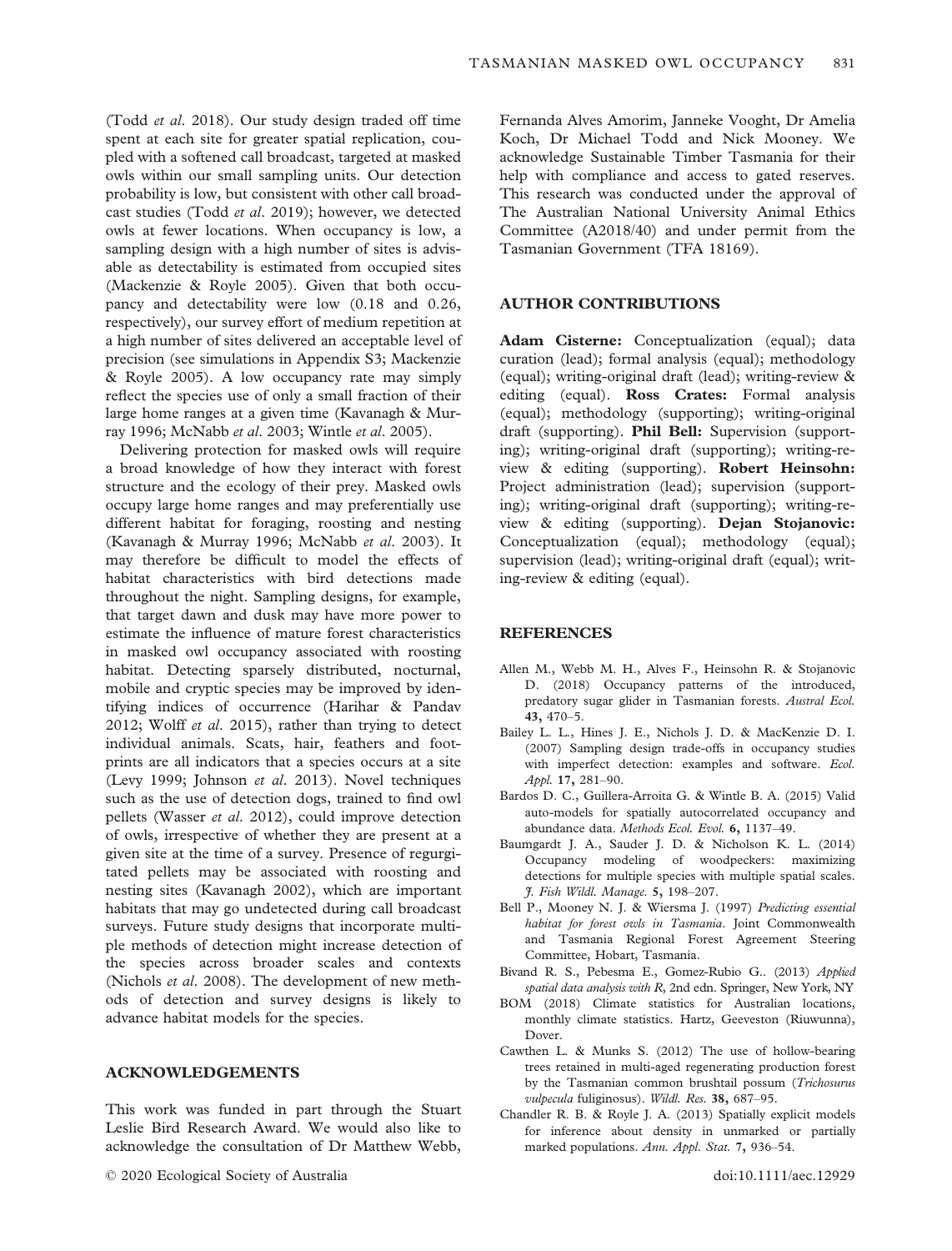(Todd *et al*. 2018). Our study design traded off time spent at each site for greater spatial replication, coupled with a softened call broadcast, targeted at masked owls within our small sampling units. Our detection probability is low, but consistent with other call broadcast studies (Todd *et al*. 2019); however, we detected owls at fewer locations. When occupancy is low, a sampling design with a high number of sites is advisable as detectability is estimated from occupied sites (Mackenzie & Royle 2005). Given that both occupancy and detectability were low (0.18 and 0.26, respectively), our survey effort of medium repetition at a high number of sites delivered an acceptable level of precision (see simulations in Appendix S3; Mackenzie & Royle 2005). A low occupancy rate may simply reflect the species use of only a small fraction of their large home ranges at a given time (Kavanagh & Murray 1996; McNabb *et al*. 2003; Wintle *et al*. 2005).

Delivering protection for masked owls will require a broad knowledge of how they interact with forest structure and the ecology of their prey. Masked owls occupy large home ranges and may preferentially use different habitat for foraging, roosting and nesting (Kavanagh & Murray 1996; McNabb *et al*. 2003). It may therefore be difficult to model the effects of habitat characteristics with bird detections made throughout the night. Sampling designs, for example, that target dawn and dusk may have more power to estimate the influence of mature forest characteristics in masked owl occupancy associated with roosting habitat. Detecting sparsely distributed, nocturnal, mobile and cryptic species may be improved by identifying indices of occurrence (Harihar & Pandav 2012; Wolff *et al*. 2015), rather than trying to detect individual animals. Scats, hair, feathers and footprints are all indicators that a species occurs at a site (Levy 1999; Johnson *et al*. 2013). Novel techniques such as the use of detection dogs, trained to find owl pellets (Wasser *et al*. 2012), could improve detection of owls, irrespective of whether they are present at a given site at the time of a survey. Presence of regurgitated pellets may be associated with roosting and nesting sites (Kavanagh 2002), which are important habitats that may go undetected during call broadcast surveys. Future study designs that incorporate multiple methods of detection might increase detection of the species across broader scales and contexts (Nichols *et al*. 2008). The development of new methods of detection and survey designs is likely to advance habitat models for the species.

## ACKNOWLEDGEMENTS

This work was funded in part through the Stuart Leslie Bird Research Award. We would also like to acknowledge the consultation of Dr Matthew Webb, Fernanda Alves Amorim, Janneke Vooght, Dr Amelia Koch, Dr Michael Todd and Nick Mooney. We acknowledge Sustainable Timber Tasmania for their help with compliance and access to gated reserves. This research was conducted under the approval of The Australian National University Animal Ethics Committee (A2018/40) and under permit from the Tasmanian Government (TFA 18169).

## AUTHOR CONTRIBUTIONS

**Adam Cisterne:** Conceptualization (equal); data curation (lead); formal analysis (equal); methodology (equal); writing-original draft (lead); writing-review & editing (equal). **Ross Crates:** Formal analysis (equal); methodology (supporting); writing-original draft (supporting). **Phil Bell:** Supervision (supporting); writing-original draft (supporting); writing-review & editing (supporting). **Robert Heinsohn:** Project administration (lead); supervision (supporting); writing-original draft (supporting); writing-review & editing (supporting). **Dejan Stojanovic:** Conceptualization (equal); methodology (equal); supervision (lead); writing-original draft (equal); writing-review & editing (equal).

## REFERENCES

Allen M., Webb M. H., Alves F., Heinsohn R. & Stojanovic D. (2018) Occupancy patterns of the introduced, predatory sugar glider in Tasmanian forests. *Austral Ecol.* **43,** 470–5.

Bailey L. L., Hines J. E., Nichols J. D. & MacKenzie D. I. (2007) Sampling design trade-offs in occupancy studies with imperfect detection: examples and software. *Ecol. Appl.* **17,** 281–90.

Bardos D. C., Guillera-Arroita G. & Wintle B. A. (2015) Valid auto-models for spatially autocorrelated occupancy and abundance data. *Methods Ecol. Evol.* **6,** 1137–49.

Baumgardt J. A., Sauder J. D. & Nicholson K. L. (2014) Occupancy modeling of woodpeckers: maximizing detections for multiple species with multiple spatial scales. *J. Fish Wildl. Manage.* **5,** 198–207.

Bell P., Mooney N. J. & Wiersma J. (1997) *Predicting essential habitat for forest owls in Tasmania*. Joint Commonwealth and Tasmania Regional Forest Agreement Steering Committee, Hobart, Tasmania.

Bivand R. S., Pebesma E., Gomez-Rubio G.. (2013) *Applied spatial data analysis with R*, 2nd edn. Springer, New York, NY

BOM (2018) Climate statistics for Australian locations, monthly climate statistics. Hartz, Geeveston (Riuwunna), Dover.

Cawthen L. & Munks S. (2012) The use of hollow-bearing trees retained in multi-aged regenerating production forest by the Tasmanian common brushtail possum (*Trichosurus vulpecula* fuliginosus). *Wildl. Res.* **38,** 687–95.

Chandler R. B. & Royle J. A. (2013) Spatially explicit models for inference about density in unmarked or partially marked populations. *Ann. Appl. Stat.* **7,** 936–54.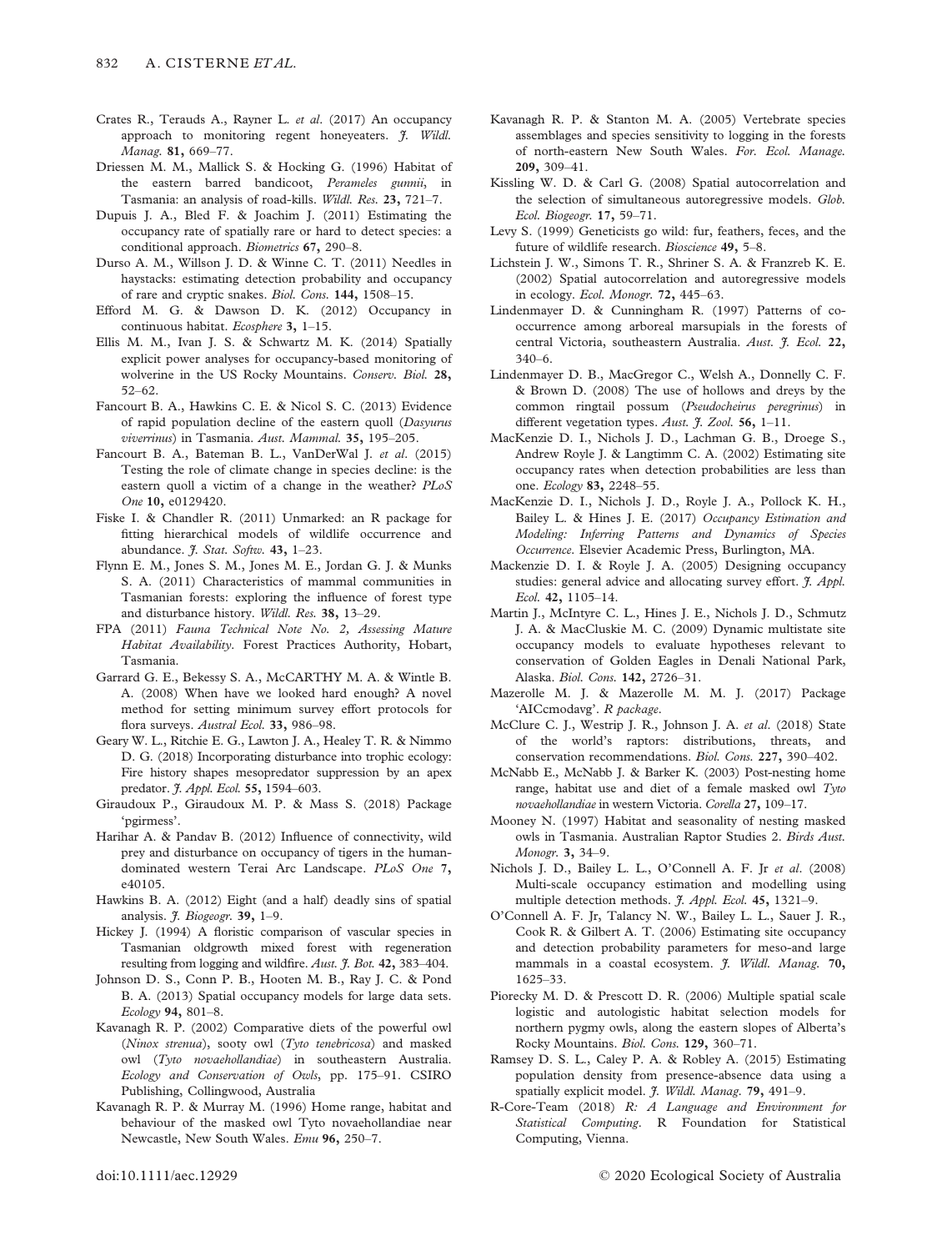Crates R., Terauds A., Rayner L. *et al*. (2017) An occupancy approach to monitoring regent honeyeaters. *J. Wildl. Manag.* **81,** 669–77.

Driessen M. M., Mallick S. & Hocking G. (1996) Habitat of the eastern barred bandicoot, *Perameles gunnii*, in Tasmania: an analysis of road-kills. *Wildl. Res.* **23,** 721–7.

Dupuis J. A., Bled F. & Joachim J. (2011) Estimating the occupancy rate of spatially rare or hard to detect species: a conditional approach. *Biometrics* **67,** 290–8.

Durso A. M., Willson J. D. & Winne C. T. (2011) Needles in haystacks: estimating detection probability and occupancy of rare and cryptic snakes. *Biol. Cons.* **144,** 1508–15.

Efford M. G. & Dawson D. K. (2012) Occupancy in continuous habitat. *Ecosphere* **3,** 1–15.

Ellis M. M., Ivan J. S. & Schwartz M. K. (2014) Spatially explicit power analyses for occupancy-based monitoring of wolverine in the US Rocky Mountains. *Conserv. Biol.* **28,** 52–62.

Fancourt B. A., Hawkins C. E. & Nicol S. C. (2013) Evidence of rapid population decline of the eastern quoll (*Dasyurus viverrinus*) in Tasmania. *Aust. Mammal.* **35,** 195–205.

Fancourt B. A., Bateman B. L., VanDerWal J. *et al*. (2015) Testing the role of climate change in species decline: is the eastern quoll a victim of a change in the weather? *PLoS One* **10,** e0129420.

Fiske I. & Chandler R. (2011) Unmarked: an R package for fitting hierarchical models of wildlife occurrence and abundance. *J. Stat. Softw.* **43,** 1–23.

Flynn E. M., Jones S. M., Jones M. E., Jordan G. J. & Munks S. A. (2011) Characteristics of mammal communities in Tasmanian forests: exploring the influence of forest type and disturbance history. *Wildl. Res.* **38,** 13–29.

FPA (2011) *Fauna Technical Note No. 2, Assessing Mature Habitat Availability*. Forest Practices Authority, Hobart, Tasmania.

Garrard G. E., Bekessy S. A., McCARTHY M. A. & Wintle B. A. (2008) When have we looked hard enough? A novel method for setting minimum survey effort protocols for flora surveys. *Austral Ecol.* **33,** 986–98.

Geary W. L., Ritchie E. G., Lawton J. A., Healey T. R. & Nimmo D. G. (2018) Incorporating disturbance into trophic ecology: Fire history shapes mesopredator suppression by an apex predator. *J. Appl. Ecol.* **55,** 1594–603.

Giraudoux P., Giraudoux M. P. & Mass S. (2018) Package 'pgirmess'.

Harihar A. & Pandav B. (2012) Influence of connectivity, wild prey and disturbance on occupancy of tigers in the human-dominated western Terai Arc Landscape. *PLoS One* **7,** e40105.

Hawkins B. A. (2012) Eight (and a half) deadly sins of spatial analysis. *J. Biogeogr.* **39,** 1–9.

Hickey J. (1994) A floristic comparison of vascular species in Tasmanian oldgrowth mixed forest with regeneration resulting from logging and wildfire. *Aust. J. Bot.* **42,** 383–404.

Johnson D. S., Conn P. B., Hooten M. B., Ray J. C. & Pond B. A. (2013) Spatial occupancy models for large data sets. *Ecology* **94,** 801–8.

Kavanagh R. P. (2002) Comparative diets of the powerful owl (*Ninox strenua*), sooty owl (*Tyto tenebricosa*) and masked owl (*Tyto novaehollandiae*) in southeastern Australia. *Ecology and Conservation of Owls*, pp. 175–91. CSIRO Publishing, Collingwood, Australia

Kavanagh R. P. & Murray M. (1996) Home range, habitat and behaviour of the masked owl Tyto novaehollandiae near Newcastle, New South Wales. *Emu* **96,** 250–7.

Kavanagh R. P. & Stanton M. A. (2005) Vertebrate species assemblages and species sensitivity to logging in the forests of north-eastern New South Wales. *For. Ecol. Manage.* **209,** 309–41.

Kissling W. D. & Carl G. (2008) Spatial autocorrelation and the selection of simultaneous autoregressive models. *Glob. Ecol. Biogeogr.* **17,** 59–71.

Levy S. (1999) Geneticists go wild: fur, feathers, feces, and the future of wildlife research. *Bioscience* **49,** 5–8.

Lichstein J. W., Simons T. R., Shriner S. A. & Franzreb K. E. (2002) Spatial autocorrelation and autoregressive models in ecology. *Ecol. Monogr.* **72,** 445–63.

Lindenmayer D. & Cunningham R. (1997) Patterns of co-occurrence among arboreal marsupials in the forests of central Victoria, southeastern Australia. *Aust. J. Ecol.* **22,** 340–6.

Lindenmayer D. B., MacGregor C., Welsh A., Donnelly C. F. & Brown D. (2008) The use of hollows and dreys by the common ringtail possum (*Pseudocheirus peregrinus*) in different vegetation types. *Aust. J. Zool.* **56,** 1–11.

MacKenzie D. I., Nichols J. D., Lachman G. B., Droege S., Andrew Royle J. & Langtimm C. A. (2002) Estimating site occupancy rates when detection probabilities are less than one. *Ecology* **83,** 2248–55.

MacKenzie D. I., Nichols J. D., Royle J. A., Pollock K. H., Bailey L. & Hines J. E. (2017) *Occupancy Estimation and Modeling: Inferring Patterns and Dynamics of Species Occurrence*. Elsevier Academic Press, Burlington, MA.

Mackenzie D. I. & Royle J. A. (2005) Designing occupancy studies: general advice and allocating survey effort. *J. Appl. Ecol.* **42,** 1105–14.

Martin J., McIntyre C. L., Hines J. E., Nichols J. D., Schmutz J. A. & MacCluskie M. C. (2009) Dynamic multistate site occupancy models to evaluate hypotheses relevant to conservation of Golden Eagles in Denali National Park, Alaska. *Biol. Cons.* **142,** 2726–31.

Mazerolle M. J. & Mazerolle M. M. J. (2017) Package 'AICcmodavg'. *R package*.

McClure C. J., Westrip J. R., Johnson J. A. *et al*. (2018) State of the world's raptors: distributions, threats, and conservation recommendations. *Biol. Cons.* **227,** 390–402.

McNabb E., McNabb J. & Barker K. (2003) Post-nesting home range, habitat use and diet of a female masked owl *Tyto novaehollandiae* in western Victoria. *Corella* **27,** 109–17.

Mooney N. (1997) Habitat and seasonality of nesting masked owls in Tasmania. Australian Raptor Studies 2. *Birds Aust. Monogr.* **3,** 34–9.

Nichols J. D., Bailey L. L., O'Connell A. F. Jr *et al*. (2008) Multi-scale occupancy estimation and modelling using multiple detection methods. *J. Appl. Ecol.* **45,** 1321–9.

O'Connell A. F. Jr, Talancy N. W., Bailey L. L., Sauer J. R., Cook R. & Gilbert A. T. (2006) Estimating site occupancy and detection probability parameters for meso-and large mammals in a coastal ecosystem. *J. Wildl. Manag.* **70,** 1625–33.

Piorecky M. D. & Prescott D. R. (2006) Multiple spatial scale logistic and autologistic habitat selection models for northern pygmy owls, along the eastern slopes of Alberta's Rocky Mountains. *Biol. Cons.* **129,** 360–71.

Ramsey D. S. L., Caley P. A. & Robley A. (2015) Estimating population density from presence-absence data using a spatially explicit model. *J. Wildl. Manag.* **79,** 491–9.

R-Core-Team (2018) *R: A Language and Environment for Statistical Computing*. R Foundation for Statistical Computing, Vienna.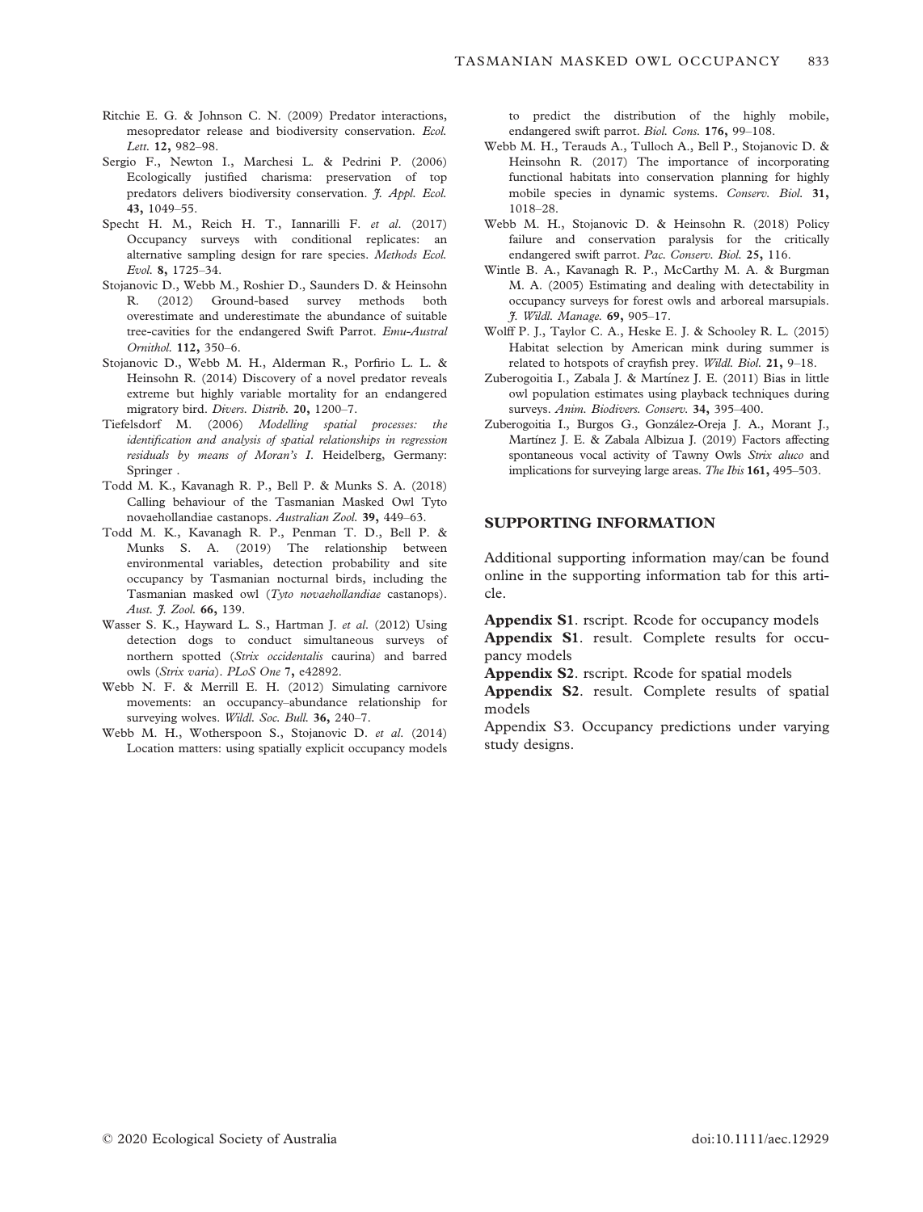Ritchie E. G. & Johnson C. N. (2009) Predator interactions, mesopredator release and biodiversity conservation. *Ecol. Lett.* **12,** 982–98.

Sergio F., Newton I., Marchesi L. & Pedrini P. (2006) Ecologically justified charisma: preservation of top predators delivers biodiversity conservation. *J. Appl. Ecol.* **43,** 1049–55.

Specht H. M., Reich H. T., Iannarilli F. *et al*. (2017) Occupancy surveys with conditional replicates: an alternative sampling design for rare species. *Methods Ecol. Evol.* **8,** 1725–34.

Stojanovic D., Webb M., Roshier D., Saunders D. & Heinsohn R. (2012) Ground-based survey methods both overestimate and underestimate the abundance of suitable tree-cavities for the endangered Swift Parrot. *Emu-Austral Ornithol.* **112,** 350–6.

Stojanovic D., Webb M. H., Alderman R., Porfirio L. L. & Heinsohn R. (2014) Discovery of a novel predator reveals extreme but highly variable mortality for an endangered migratory bird. *Divers. Distrib.* **20,** 1200–7.

Tiefelsdorf M. (2006) *Modelling spatial processes: the identification and analysis of spatial relationships in regression residuals by means of Moran's I*. Heidelberg, Germany: Springer .

Todd M. K., Kavanagh R. P., Bell P. & Munks S. A. (2018) Calling behaviour of the Tasmanian Masked Owl Tyto novaehollandiae castanops. *Australian Zool.* **39,** 449–63.

Todd M. K., Kavanagh R. P., Penman T. D., Bell P. & Munks S. A. (2019) The relationship between environmental variables, detection probability and site occupancy by Tasmanian nocturnal birds, including the Tasmanian masked owl (*Tyto novaehollandiae* castanops). *Aust. J. Zool.* **66,** 139.

Wasser S. K., Hayward L. S., Hartman J. *et al*. (2012) Using detection dogs to conduct simultaneous surveys of northern spotted (*Strix occidentalis* caurina) and barred owls (*Strix varia*). *PLoS One* **7,** e42892.

Webb N. F. & Merrill E. H. (2012) Simulating carnivore movements: an occupancy–abundance relationship for surveying wolves. *Wildl. Soc. Bull.* **36,** 240–7.

Webb M. H., Wotherspoon S., Stojanovic D. *et al*. (2014) Location matters: using spatially explicit occupancy models to predict the distribution of the highly mobile, endangered swift parrot. *Biol. Cons.* **176,** 99–108.

Webb M. H., Terauds A., Tulloch A., Bell P., Stojanovic D. & Heinsohn R. (2017) The importance of incorporating functional habitats into conservation planning for highly mobile species in dynamic systems. *Conserv. Biol.* **31,** 1018–28.

Webb M. H., Stojanovic D. & Heinsohn R. (2018) Policy failure and conservation paralysis for the critically endangered swift parrot. *Pac. Conserv. Biol.* **25,** 116.

Wintle B. A., Kavanagh R. P., McCarthy M. A. & Burgman M. A. (2005) Estimating and dealing with detectability in occupancy surveys for forest owls and arboreal marsupials. *J. Wildl. Manage.* **69,** 905–17.

Wolff P. J., Taylor C. A., Heske E. J. & Schooley R. L. (2015) Habitat selection by American mink during summer is related to hotspots of crayfish prey. *Wildl. Biol.* **21,** 9–18.

Zuberogoitia I., Zabala J. & Martínez J. E. (2011) Bias in little owl population estimates using playback techniques during surveys. *Anim. Biodivers. Conserv.* **34,** 395–400.

Zuberogoitia I., Burgos G., González-Oreja J. A., Morant J., Martínez J. E. & Zabala Albizua J. (2019) Factors affecting spontaneous vocal activity of Tawny Owls *Strix aluco* and implications for surveying large areas. *The Ibis* **161,** 495–503.

## SUPPORTING INFORMATION

Additional supporting information may/can be found online in the supporting information tab for this article.

**Appendix S1**. rscript. Rcode for occupancy models

**Appendix S1**. result. Complete results for occupancy models

**Appendix S2**. rscript. Rcode for spatial models

**Appendix S2**. result. Complete results of spatial models

Appendix S3. Occupancy predictions under varying study designs.